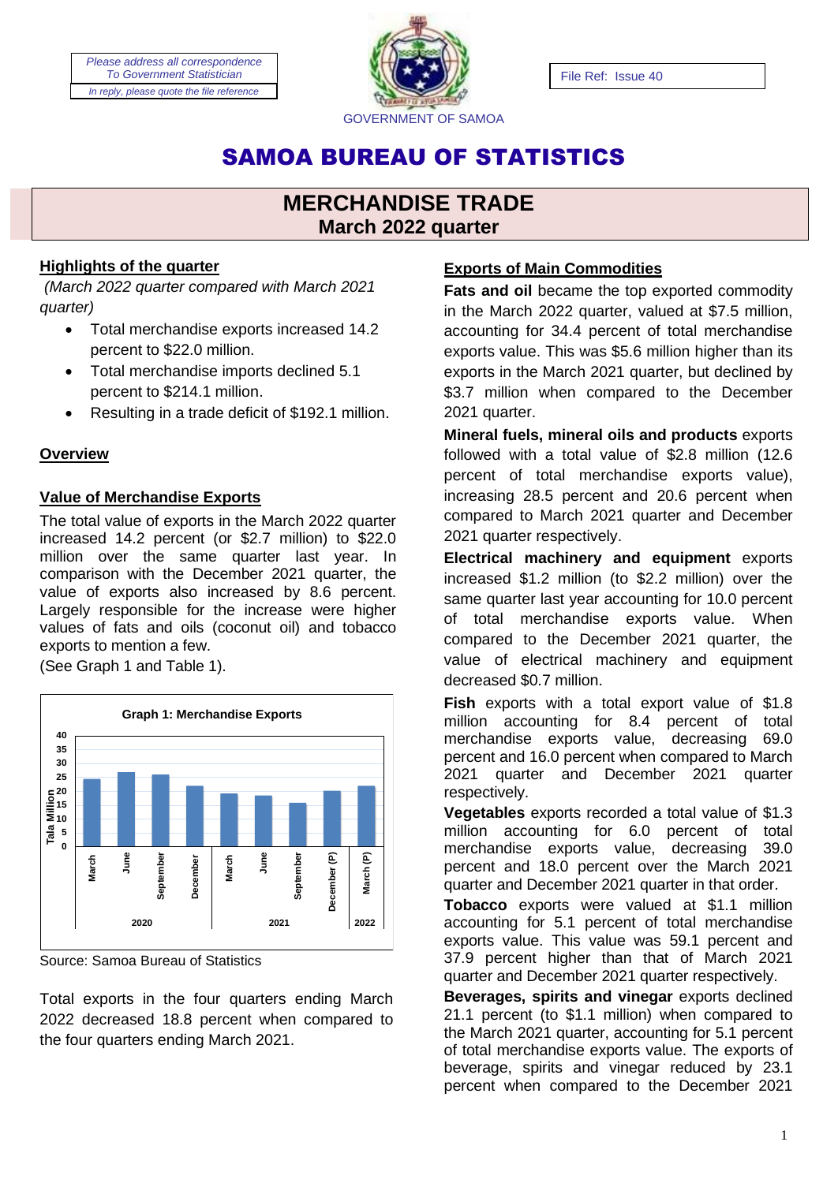Please address all correspondence
To Government Statistician
In reply, please quote the file reference

GOVERNMENT OF SAMOA

File Ref: Issue 40

# SAMOA BUREAU OF STATISTICS

## MERCHANDISE TRADE
## March 2022 quarter

### Highlights of the quarter

*(March 2022 quarter compared with March 2021 quarter)*

- Total merchandise exports increased 14.2 percent to $22.0 million.
- Total merchandise imports declined 5.1 percent to $214.1 million.
- Resulting in a trade deficit of $192.1 million.

### Overview

### Value of Merchandise Exports

The total value of exports in the March 2022 quarter increased 14.2 percent (or $2.7 million) to $22.0 million over the same quarter last year. In comparison with the December 2021 quarter, the value of exports also increased by 8.6 percent. Largely responsible for the increase were higher values of fats and oils (coconut oil) and tobacco exports to mention a few.

(See Graph 1 and Table 1).

**Graph 1: Merchandise Exports**

Source: Samoa Bureau of Statistics

Total exports in the four quarters ending March 2022 decreased 18.8 percent when compared to the four quarters ending March 2021.

### Exports of Main Commodities

**Fats and oil** became the top exported commodity in the March 2022 quarter, valued at $7.5 million, accounting for 34.4 percent of total merchandise exports value. This was $5.6 million higher than its exports in the March 2021 quarter, but declined by $3.7 million when compared to the December 2021 quarter.

**Mineral fuels, mineral oils and products** exports followed with a total value of $2.8 million (12.6 percent of total merchandise exports value), increasing 28.5 percent and 20.6 percent when compared to March 2021 quarter and December 2021 quarter respectively.

**Electrical machinery and equipment** exports increased $1.2 million (to $2.2 million) over the same quarter last year accounting for 10.0 percent of total merchandise exports value. When compared to the December 2021 quarter, the value of electrical machinery and equipment decreased $0.7 million.

**Fish** exports with a total export value of $1.8 million accounting for 8.4 percent of total merchandise exports value, decreasing 69.0 percent and 16.0 percent when compared to March 2021 quarter and December 2021 quarter respectively.

**Vegetables** exports recorded a total value of $1.3 million accounting for 6.0 percent of total merchandise exports value, decreasing 39.0 percent and 18.0 percent over the March 2021 quarter and December 2021 quarter in that order.

**Tobacco** exports were valued at $1.1 million accounting for 5.1 percent of total merchandise exports value. This value was 59.1 percent and 37.9 percent higher than that of March 2021 quarter and December 2021 quarter respectively.

**Beverages, spirits and vinegar** exports declined 21.1 percent (to $1.1 million) when compared to the March 2021 quarter, accounting for 5.1 percent of total merchandise exports value. The exports of beverage, spirits and vinegar reduced by 23.1 percent when compared to the December 2021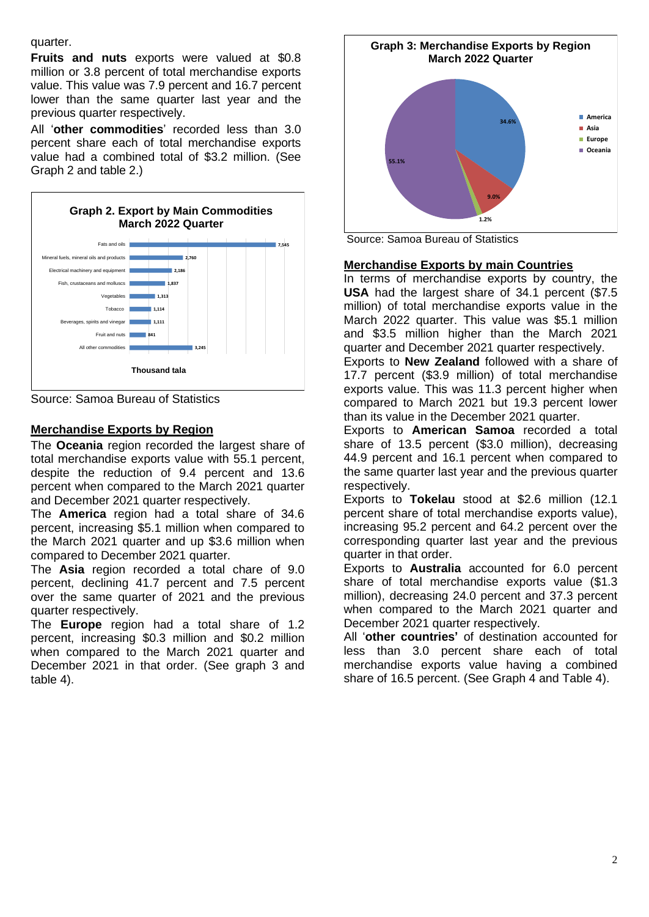quarter.

**Fruits and nuts** exports were valued at $0.8 million or 3.8 percent of total merchandise exports value. This value was 7.9 percent and 16.7 percent lower than the same quarter last year and the previous quarter respectively.

All '**other commodities**' recorded less than 3.0 percent share each of total merchandise exports value had a combined total of $3.2 million. (See Graph 2 and table 2.)

**Graph 2. Export by Main Commodities March 2022 Quarter**

| Commodity | Thousand tala |
|---|---|
| Fats and oils | 7,545 |
| Mineral fuels, mineral oils and products | 2,760 |
| Electrical machinery and equipment | 2,186 |
| Fish, crustaceans and molluscs | 1,837 |
| Vegetables | 1,313 |
| Tobacco | 1,114 |
| Beverages, spirits and vinegar | 1,111 |
| Fruit and nuts | 841 |
| All other commodities | 3,245 |

Source: Samoa Bureau of Statistics

## Merchandise Exports by Region

The **Oceania** region recorded the largest share of total merchandise exports value with 55.1 percent, despite the reduction of 9.4 percent and 13.6 percent when compared to the March 2021 quarter and December 2021 quarter respectively.

The **America** region had a total share of 34.6 percent, increasing $5.1 million when compared to the March 2021 quarter and up $3.6 million when compared to December 2021 quarter.

The **Asia** region recorded a total chare of 9.0 percent, declining 41.7 percent and 7.5 percent over the same quarter of 2021 and the previous quarter respectively.

The **Europe** region had a total share of 1.2 percent, increasing $0.3 million and $0.2 million when compared to the March 2021 quarter and December 2021 in that order. (See graph 3 and table 4).

**Graph 3: Merchandise Exports by Region March 2022 Quarter**

| Region | Share |
|---|---|
| America | 34.6% |
| Asia | 9.0% |
| Europe | 1.2% |
| Oceania | 55.1% |

Source: Samoa Bureau of Statistics

## Merchandise Exports by main Countries

In terms of merchandise exports by country, the **USA** had the largest share of 34.1 percent ($7.5 million) of total merchandise exports value in the March 2022 quarter. This value was $5.1 million and $3.5 million higher than the March 2021 quarter and December 2021 quarter respectively.

Exports to **New Zealand** followed with a share of 17.7 percent ($3.9 million) of total merchandise exports value. This was 11.3 percent higher when compared to March 2021 but 19.3 percent lower than its value in the December 2021 quarter.

Exports to **American Samoa** recorded a total share of 13.5 percent ($3.0 million), decreasing 44.9 percent and 16.1 percent when compared to the same quarter last year and the previous quarter respectively.

Exports to **Tokelau** stood at $2.6 million (12.1 percent share of total merchandise exports value), increasing 95.2 percent and 64.2 percent over the corresponding quarter last year and the previous quarter in that order.

Exports to **Australia** accounted for 6.0 percent share of total merchandise exports value ($1.3 million), decreasing 24.0 percent and 37.3 percent when compared to the March 2021 quarter and December 2021 quarter respectively.

All '**other countries'** of destination accounted for less than 3.0 percent share each of total merchandise exports value having a combined share of 16.5 percent. (See Graph 4 and Table 4).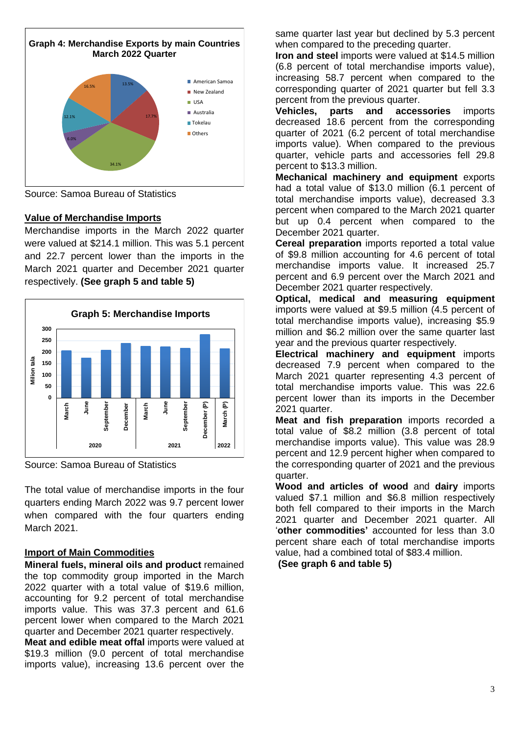**Graph 4: Merchandise Exports by main Countries March 2022 Quarter**

Source: Samoa Bureau of Statistics

## Value of Merchandise Imports

Merchandise imports in the March 2022 quarter were valued at $214.1 million. This was 5.1 percent and 22.7 percent lower than the imports in the March 2021 quarter and December 2021 quarter respectively. **(See graph 5 and table 5)**

**Graph 5: Merchandise Imports**

Source: Samoa Bureau of Statistics

The total value of merchandise imports in the four quarters ending March 2022 was 9.7 percent lower when compared with the four quarters ending March 2021.

## Import of Main Commodities

**Mineral fuels, mineral oils and product** remained the top commodity group imported in the March 2022 quarter with a total value of $19.6 million, accounting for 9.2 percent of total merchandise imports value. This was 37.3 percent and 61.6 percent lower when compared to the March 2021 quarter and December 2021 quarter respectively.

**Meat and edible meat offal** imports were valued at $19.3 million (9.0 percent of total merchandise imports value), increasing 13.6 percent over the same quarter last year but declined by 5.3 percent when compared to the preceding quarter.

**Iron and steel** imports were valued at $14.5 million (6.8 percent of total merchandise imports value), increasing 58.7 percent when compared to the corresponding quarter of 2021 quarter but fell 3.3 percent from the previous quarter.

**Vehicles, parts and accessories** imports decreased 18.6 percent from the corresponding quarter of 2021 (6.2 percent of total merchandise imports value). When compared to the previous quarter, vehicle parts and accessories fell 29.8 percent to $13.3 million.

**Mechanical machinery and equipment** exports had a total value of $13.0 million (6.1 percent of total merchandise imports value), decreased 3.3 percent when compared to the March 2021 quarter but up 0.4 percent when compared to the December 2021 quarter.

**Cereal preparation** imports reported a total value of $9.8 million accounting for 4.6 percent of total merchandise imports value. It increased 25.7 percent and 6.9 percent over the March 2021 and December 2021 quarter respectively.

**Optical, medical and measuring equipment** imports were valued at $9.5 million (4.5 percent of total merchandise imports value), increasing $5.9 million and $6.2 million over the same quarter last year and the previous quarter respectively.

**Electrical machinery and equipment** imports decreased 7.9 percent when compared to the March 2021 quarter representing 4.3 percent of total merchandise imports value. This was 22.6 percent lower than its imports in the December 2021 quarter.

**Meat and fish preparation** imports recorded a total value of $8.2 million (3.8 percent of total merchandise imports value). This value was 28.9 percent and 12.9 percent higher when compared to the corresponding quarter of 2021 and the previous quarter.

**Wood and articles of wood** and **dairy** imports valued $7.1 million and $6.8 million respectively both fell compared to their imports in the March 2021 quarter and December 2021 quarter. All '**other commodities'** accounted for less than 3.0 percent share each of total merchandise imports value, had a combined total of $83.4 million.

**(See graph 6 and table 5)**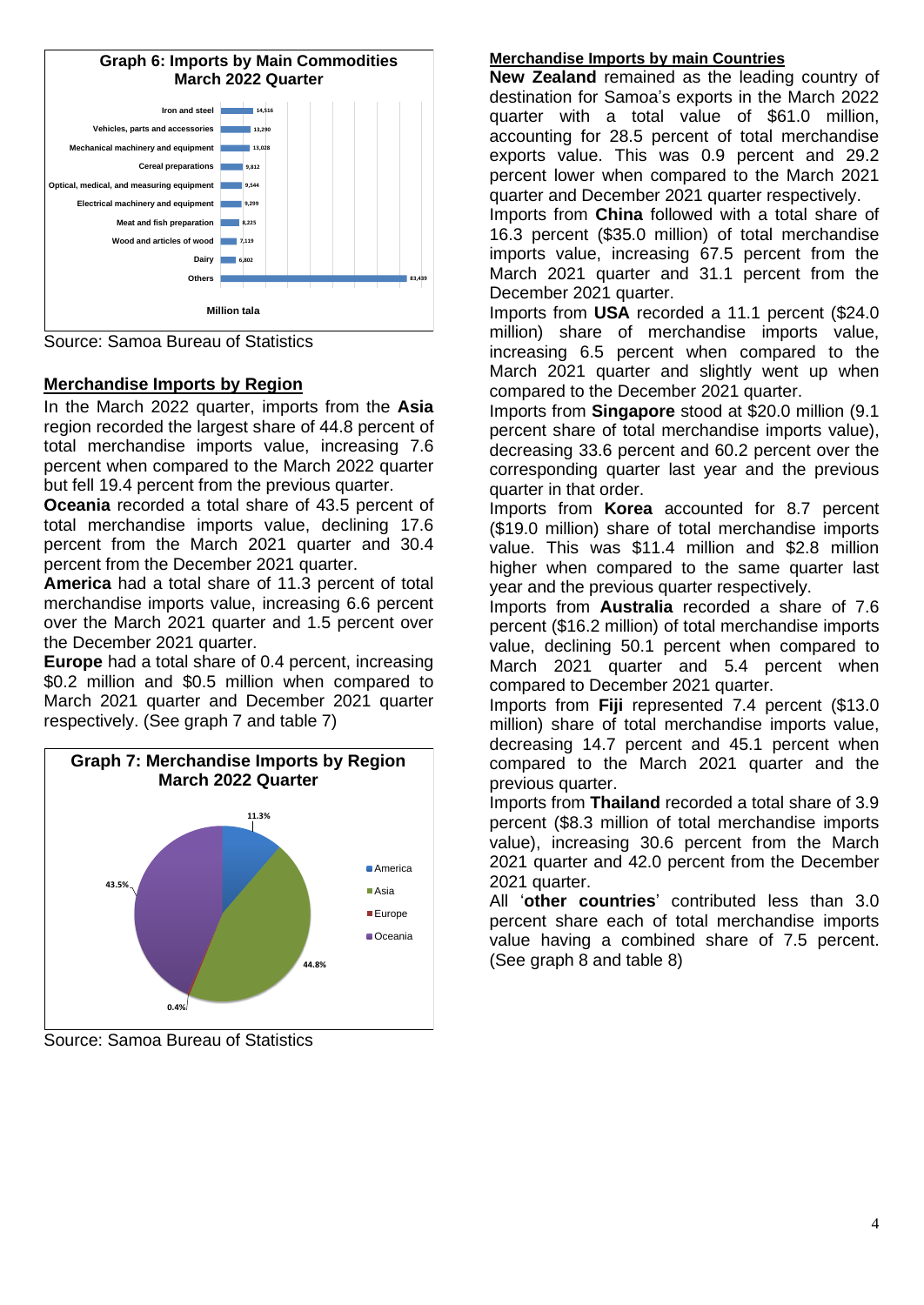**Graph 6: Imports by Main Commodities March 2022 Quarter**

| Commodity | Million tala |
|---|---|
| Iron and steel | 14,516 |
| Vehicles, parts and accessories | 13,290 |
| Mechanical machinery and equipment | 13,028 |
| Cereal preparations | 9,812 |
| Optical, medical, and measuring equipment | 9,544 |
| Electrical machinery and equipment | 9,299 |
| Meat and fish preparation | 8,225 |
| Wood and articles of wood | 7,119 |
| Dairy | 6,802 |
| Others | 83,439 |

Source: Samoa Bureau of Statistics

## Merchandise Imports by Region

In the March 2022 quarter, imports from the **Asia** region recorded the largest share of 44.8 percent of total merchandise imports value, increasing 7.6 percent when compared to the March 2022 quarter but fell 19.4 percent from the previous quarter.

**Oceania** recorded a total share of 43.5 percent of total merchandise imports value, declining 17.6 percent from the March 2021 quarter and 30.4 percent from the December 2021 quarter.

**America** had a total share of 11.3 percent of total merchandise imports value, increasing 6.6 percent over the March 2021 quarter and 1.5 percent over the December 2021 quarter.

**Europe** had a total share of 0.4 percent, increasing $0.2 million and $0.5 million when compared to March 2021 quarter and December 2021 quarter respectively. (See graph 7 and table 7)

**Graph 7: Merchandise Imports by Region March 2022 Quarter**

| Region | Share |
|---|---|
| America | 11.3% |
| Asia | 44.8% |
| Europe | 0.4% |
| Oceania | 43.5% |

Source: Samoa Bureau of Statistics

## Merchandise Imports by main Countries

**New Zealand** remained as the leading country of destination for Samoa's exports in the March 2022 quarter with a total value of $61.0 million, accounting for 28.5 percent of total merchandise exports value. This was 0.9 percent and 29.2 percent lower when compared to the March 2021 quarter and December 2021 quarter respectively.

Imports from **China** followed with a total share of 16.3 percent ($35.0 million) of total merchandise imports value, increasing 67.5 percent from the March 2021 quarter and 31.1 percent from the December 2021 quarter.

Imports from **USA** recorded a 11.1 percent ($24.0 million) share of merchandise imports value, increasing 6.5 percent when compared to the March 2021 quarter and slightly went up when compared to the December 2021 quarter.

Imports from **Singapore** stood at $20.0 million (9.1 percent share of total merchandise imports value), decreasing 33.6 percent and 60.2 percent over the corresponding quarter last year and the previous quarter in that order.

Imports from **Korea** accounted for 8.7 percent ($19.0 million) share of total merchandise imports value. This was $11.4 million and $2.8 million higher when compared to the same quarter last year and the previous quarter respectively.

Imports from **Australia** recorded a share of 7.6 percent ($16.2 million) of total merchandise imports value, declining 50.1 percent when compared to March 2021 quarter and 5.4 percent when compared to December 2021 quarter.

Imports from **Fiji** represented 7.4 percent ($13.0 million) share of total merchandise imports value, decreasing 14.7 percent and 45.1 percent when compared to the March 2021 quarter and the previous quarter.

Imports from **Thailand** recorded a total share of 3.9 percent ($8.3 million of total merchandise imports value), increasing 30.6 percent from the March 2021 quarter and 42.0 percent from the December 2021 quarter.

All '**other countries**' contributed less than 3.0 percent share each of total merchandise imports value having a combined share of 7.5 percent. (See graph 8 and table 8)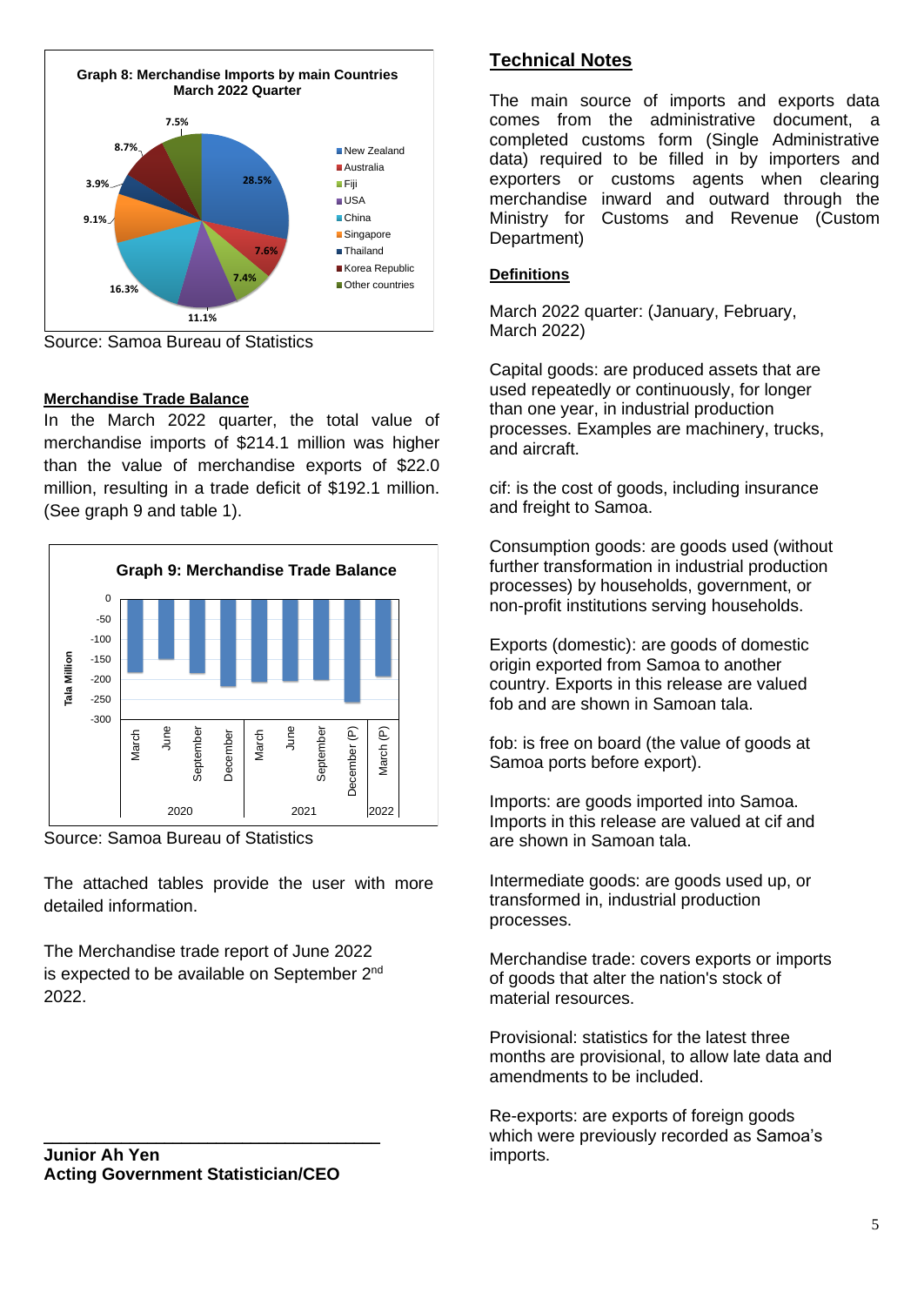**Graph 8: Merchandise Imports by main Countries March 2022 Quarter**

| Country | Share |
|---|---|
| New Zealand | 28.5% |
| Australia | 7.6% |
| Fiji | 7.4% |
| USA | 11.1% |
| China | 16.3% |
| Singapore | 9.1% |
| Thailand | 3.9% |
| Korea Republic | 8.7% |
| Other countries | 7.5% |

Source: Samoa Bureau of Statistics

## Merchandise Trade Balance

In the March 2022 quarter, the total value of merchandise imports of $214.1 million was higher than the value of merchandise exports of $22.0 million, resulting in a trade deficit of $192.1 million. (See graph 9 and table 1).

**Graph 9: Merchandise Trade Balance**

Tala Million

2020: March, June, September, December; 2021: March, June, September, December (P); 2022: March (P)

Source: Samoa Bureau of Statistics

The attached tables provide the user with more detailed information.

The Merchandise trade report of June 2022 is expected to be available on September 2nd 2022.

**Junior Ah Yen**
**Acting Government Statistician/CEO**

## Technical Notes

The main source of imports and exports data comes from the administrative document, a completed customs form (Single Administrative data) required to be filled in by importers and exporters or customs agents when clearing merchandise inward and outward through the Ministry for Customs and Revenue (Custom Department)

### Definitions

March 2022 quarter: (January, February, March 2022)

Capital goods: are produced assets that are used repeatedly or continuously, for longer than one year, in industrial production processes. Examples are machinery, trucks, and aircraft.

cif: is the cost of goods, including insurance and freight to Samoa.

Consumption goods: are goods used (without further transformation in industrial production processes) by households, government, or non-profit institutions serving households.

Exports (domestic): are goods of domestic origin exported from Samoa to another country. Exports in this release are valued fob and are shown in Samoan tala.

fob: is free on board (the value of goods at Samoa ports before export).

Imports: are goods imported into Samoa. Imports in this release are valued at cif and are shown in Samoan tala.

Intermediate goods: are goods used up, or transformed in, industrial production processes.

Merchandise trade: covers exports or imports of goods that alter the nation's stock of material resources.

Provisional: statistics for the latest three months are provisional, to allow late data and amendments to be included.

Re-exports: are exports of foreign goods which were previously recorded as Samoa's imports.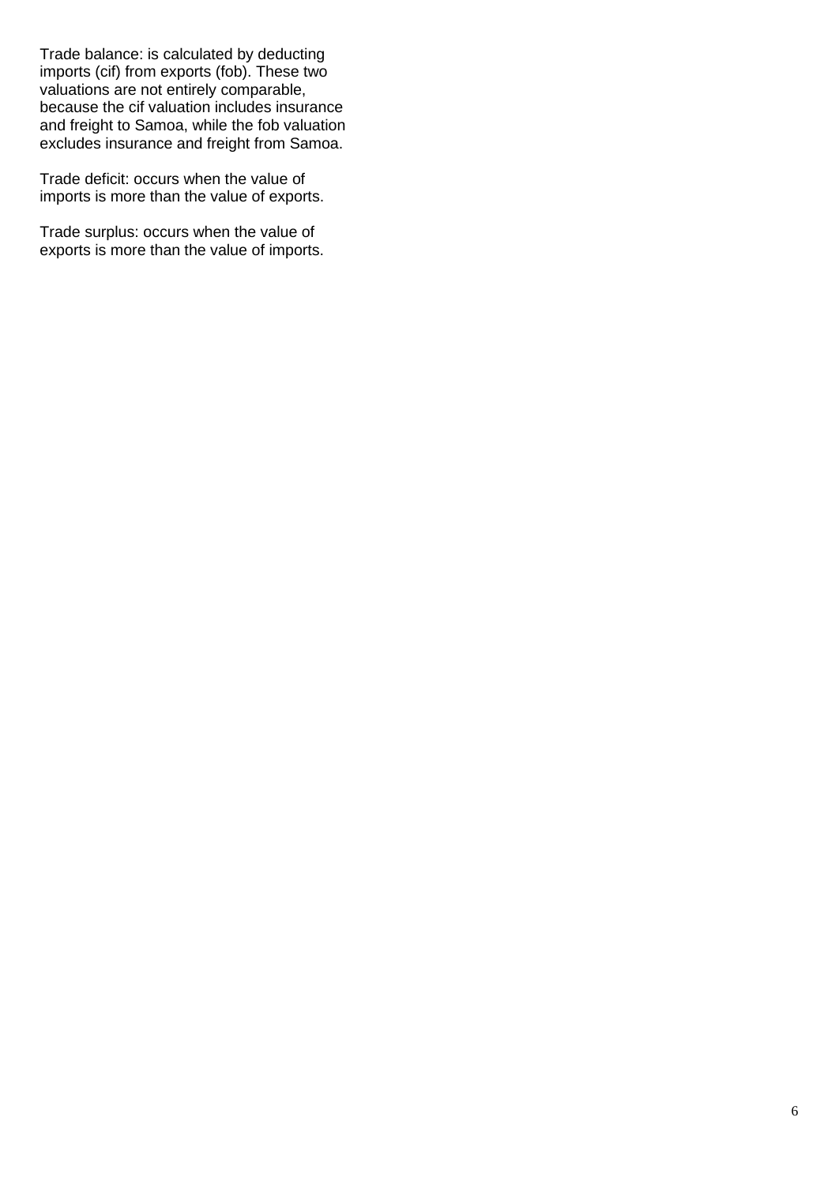Trade balance: is calculated by deducting imports (cif) from exports (fob). These two valuations are not entirely comparable, because the cif valuation includes insurance and freight to Samoa, while the fob valuation excludes insurance and freight from Samoa.

Trade deficit: occurs when the value of imports is more than the value of exports.

Trade surplus: occurs when the value of exports is more than the value of imports.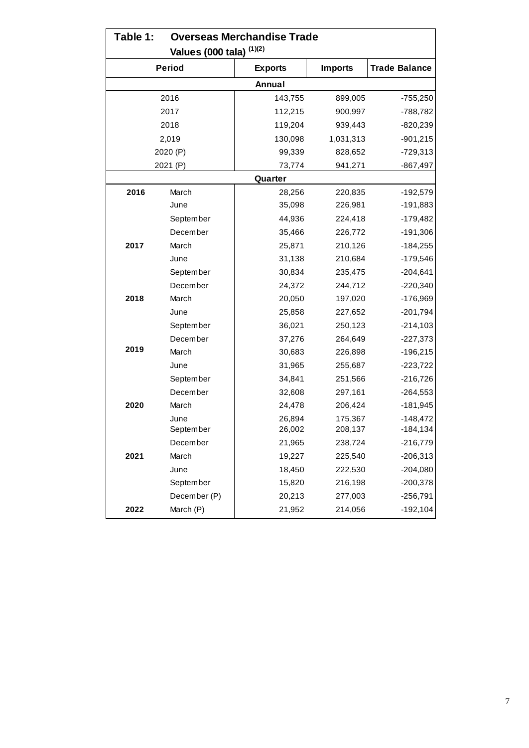**Table 1: Overseas Merchandise Trade**

**Values (000 tala) (1)(2)**

| Period | | Exports | Imports | Trade Balance |
|---|---|---|---|---|
| **Annual** | | | | |
| 2016 | | 143,755 | 899,005 | -755,250 |
| 2017 | | 112,215 | 900,997 | -788,782 |
| 2018 | | 119,204 | 939,443 | -820,239 |
| 2,019 | | 130,098 | 1,031,313 | -901,215 |
| 2020 (P) | | 99,339 | 828,652 | -729,313 |
| 2021 (P) | | 73,774 | 941,271 | -867,497 |
| **Quarter** | | | | |
| **2016** | March | 28,256 | 220,835 | -192,579 |
| | June | 35,098 | 226,981 | -191,883 |
| | September | 44,936 | 224,418 | -179,482 |
| | December | 35,466 | 226,772 | -191,306 |
| **2017** | March | 25,871 | 210,126 | -184,255 |
| | June | 31,138 | 210,684 | -179,546 |
| | September | 30,834 | 235,475 | -204,641 |
| | December | 24,372 | 244,712 | -220,340 |
| **2018** | March | 20,050 | 197,020 | -176,969 |
| | June | 25,858 | 227,652 | -201,794 |
| | September | 36,021 | 250,123 | -214,103 |
| | December | 37,276 | 264,649 | -227,373 |
| **2019** | March | 30,683 | 226,898 | -196,215 |
| | June | 31,965 | 255,687 | -223,722 |
| | September | 34,841 | 251,566 | -216,726 |
| | December | 32,608 | 297,161 | -264,553 |
| **2020** | March | 24,478 | 206,424 | -181,945 |
| | June | 26,894 | 175,367 | -148,472 |
| | September | 26,002 | 208,137 | -184,134 |
| | December | 21,965 | 238,724 | -216,779 |
| **2021** | March | 19,227 | 225,540 | -206,313 |
| | June | 18,450 | 222,530 | -204,080 |
| | September | 15,820 | 216,198 | -200,378 |
| | December (P) | 20,213 | 277,003 | -256,791 |
| **2022** | March (P) | 21,952 | 214,056 | -192,104 |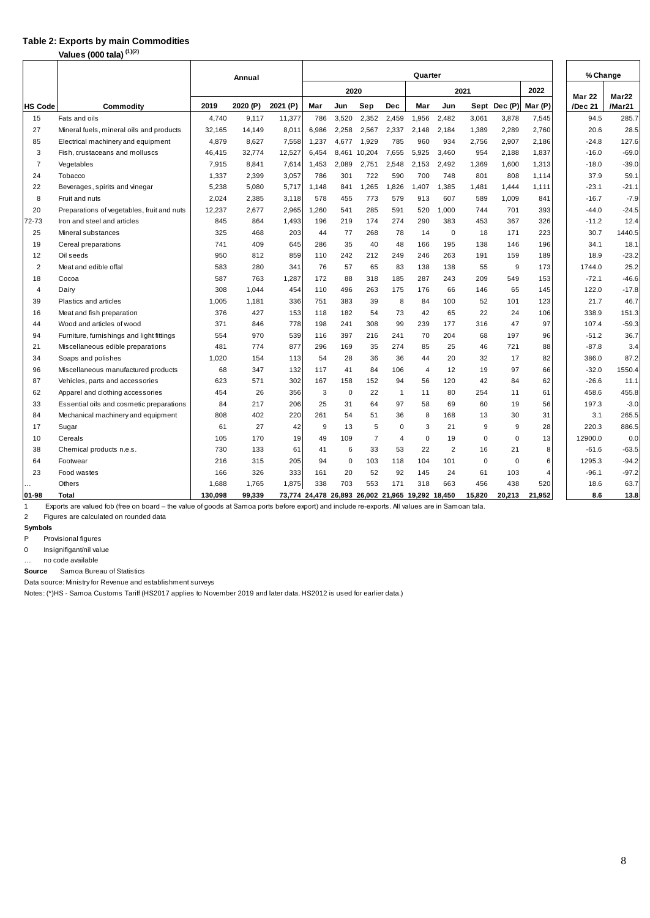**Table 2: Exports by main Commodities**

**Values (000 tala) (1)(2)**

| HS Code | Commodity | Annual | | | Quarter | | | | | | | | | % Change | |
|---|---|---|---|---|---|---|---|---|---|---|---|---|---|---|---|
| | | | | | 2020 | | | | 2021 | | | | 2022 | | |
| | | 2019 | 2020 (P) | 2021 (P) | Mar | Jun | Sep | Dec | Mar | Jun | Sept | Dec (P) | Mar (P) | Mar 22 /Dec 21 | Mar22 /Mar21 |
| 15 | Fats and oils | 4,740 | 9,117 | 11,377 | 786 | 3,520 | 2,352 | 2,459 | 1,956 | 2,482 | 3,061 | 3,878 | 7,545 | 94.5 | 285.7 |
| 27 | Mineral fuels, mineral oils and products | 32,165 | 14,149 | 8,011 | 6,986 | 2,258 | 2,567 | 2,337 | 2,148 | 2,184 | 1,389 | 2,289 | 2,760 | 20.6 | 28.5 |
| 85 | Electrical machinery and equipment | 4,879 | 8,627 | 7,558 | 1,237 | 4,677 | 1,929 | 785 | 960 | 934 | 2,756 | 2,907 | 2,186 | -24.8 | 127.6 |
| 3 | Fish, crustaceans and molluscs | 46,415 | 32,774 | 12,527 | 6,454 | 8,461 | 10,204 | 7,655 | 5,925 | 3,460 | 954 | 2,188 | 1,837 | -16.0 | -69.0 |
| 7 | Vegetables | 7,915 | 8,841 | 7,614 | 1,453 | 2,089 | 2,751 | 2,548 | 2,153 | 2,492 | 1,369 | 1,600 | 1,313 | -18.0 | -39.0 |
| 24 | Tobacco | 1,337 | 2,399 | 3,057 | 786 | 301 | 722 | 590 | 700 | 748 | 801 | 808 | 1,114 | 37.9 | 59.1 |
| 22 | Beverages, spirits and vinegar | 5,238 | 5,080 | 5,717 | 1,148 | 841 | 1,265 | 1,826 | 1,407 | 1,385 | 1,481 | 1,444 | 1,111 | -23.1 | -21.1 |
| 8 | Fruit and nuts | 2,024 | 2,385 | 3,118 | 578 | 455 | 773 | 579 | 913 | 607 | 589 | 1,009 | 841 | -16.7 | -7.9 |
| 20 | Preparations of vegetables, fruit and nuts | 12,237 | 2,677 | 2,965 | 1,260 | 541 | 285 | 591 | 520 | 1,000 | 744 | 701 | 393 | -44.0 | -24.5 |
| 72-73 | Iron and steel and articles | 845 | 864 | 1,493 | 196 | 219 | 174 | 274 | 290 | 383 | 453 | 367 | 326 | -11.2 | 12.4 |
| 25 | Mineral substances | 325 | 468 | 203 | 44 | 77 | 268 | 78 | 14 | 0 | 18 | 171 | 223 | 30.7 | 1440.5 |
| 19 | Cereal preparations | 741 | 409 | 645 | 286 | 35 | 40 | 48 | 166 | 195 | 138 | 146 | 196 | 34.1 | 18.1 |
| 12 | Oil seeds | 950 | 812 | 859 | 110 | 242 | 212 | 249 | 246 | 263 | 191 | 159 | 189 | 18.9 | -23.2 |
| 2 | Meat and edible offal | 583 | 280 | 341 | 76 | 57 | 65 | 83 | 138 | 138 | 55 | 9 | 173 | 1744.0 | 25.2 |
| 18 | Cocoa | 587 | 763 | 1,287 | 172 | 88 | 318 | 185 | 287 | 243 | 209 | 549 | 153 | -72.1 | -46.6 |
| 4 | Dairy | 308 | 1,044 | 454 | 110 | 496 | 263 | 175 | 176 | 66 | 146 | 65 | 145 | 122.0 | -17.8 |
| 39 | Plastics and articles | 1,005 | 1,181 | 336 | 751 | 383 | 39 | 8 | 84 | 100 | 52 | 101 | 123 | 21.7 | 46.7 |
| 16 | Meat and fish preparation | 376 | 427 | 153 | 118 | 182 | 54 | 73 | 42 | 65 | 22 | 24 | 106 | 338.9 | 151.3 |
| 44 | Wood and articles of wood | 371 | 846 | 778 | 198 | 241 | 308 | 99 | 239 | 177 | 316 | 47 | 97 | 107.4 | -59.3 |
| 94 | Furniture, furnishings and light fittings | 554 | 970 | 539 | 116 | 397 | 216 | 241 | 70 | 204 | 68 | 197 | 96 | -51.2 | 36.7 |
| 21 | Miscellaneous edible preparations | 481 | 774 | 877 | 296 | 169 | 35 | 274 | 85 | 25 | 46 | 721 | 88 | -87.8 | 3.4 |
| 34 | Soaps and polishes | 1,020 | 154 | 113 | 54 | 28 | 36 | 36 | 44 | 20 | 32 | 17 | 82 | 386.0 | 87.2 |
| 96 | Miscellaneous manufactured products | 68 | 347 | 132 | 117 | 41 | 84 | 106 | 4 | 12 | 19 | 97 | 66 | -32.0 | 1550.4 |
| 87 | Vehicles, parts and accessories | 623 | 571 | 302 | 167 | 158 | 152 | 94 | 56 | 120 | 42 | 84 | 62 | -26.6 | 11.1 |
| 62 | Apparel and clothing accessories | 454 | 26 | 356 | 3 | 0 | 22 | 1 | 11 | 80 | 254 | 11 | 61 | 458.6 | 455.8 |
| 33 | Essential oils and cosmetic preparations | 84 | 217 | 206 | 25 | 31 | 64 | 97 | 58 | 69 | 60 | 19 | 56 | 197.3 | -3.0 |
| 84 | Mechanical machinery and equipment | 808 | 402 | 220 | 261 | 54 | 51 | 36 | 8 | 168 | 13 | 30 | 31 | 3.1 | 265.5 |
| 17 | Sugar | 61 | 27 | 42 | 9 | 13 | 5 | 0 | 3 | 21 | 9 | 9 | 28 | 220.3 | 886.5 |
| 10 | Cereals | 105 | 170 | 19 | 49 | 109 | 7 | 4 | 0 | 19 | 0 | 0 | 13 | 12900.0 | 0.0 |
| 38 | Chemical products n.e.s. | 730 | 133 | 61 | 41 | 6 | 33 | 53 | 22 | 2 | 16 | 21 | 8 | -61.6 | -63.5 |
| 64 | Footwear | 216 | 315 | 205 | 94 | 0 | 103 | 118 | 104 | 101 | 0 | 0 | 6 | 1295.3 | -94.2 |
| 23 | Food wastes | 166 | 326 | 333 | 161 | 20 | 52 | 92 | 145 | 24 | 61 | 103 | 4 | -96.1 | -97.2 |
| … | Others | 1,688 | 1,765 | 1,875 | 338 | 703 | 553 | 171 | 318 | 663 | 456 | 438 | 520 | 18.6 | 63.7 |
| **01-98** | **Total** | **130,098** | **99,339** | **73,774** | **24,478** | **26,893** | **26,002** | **21,965** | **19,292** | **18,450** | **15,820** | **20,213** | **21,952** | **8.6** | **13.8** |

1 Exports are valued fob (free on board – the value of goods at Samoa ports before export) and include re-exports. All values are in Samoan tala.

2 Figures are calculated on rounded data

**Symbols**

P Provisional figures

0 Insignificant/nil value

… no code available

**Source** Samoa Bureau of Statistics

Data source: Ministry for Revenue and establishment surveys

Notes: (*)HS - Samoa Customs Tariff (HS2017 applies to November 2019 and later data. HS2012 is used for earlier data.)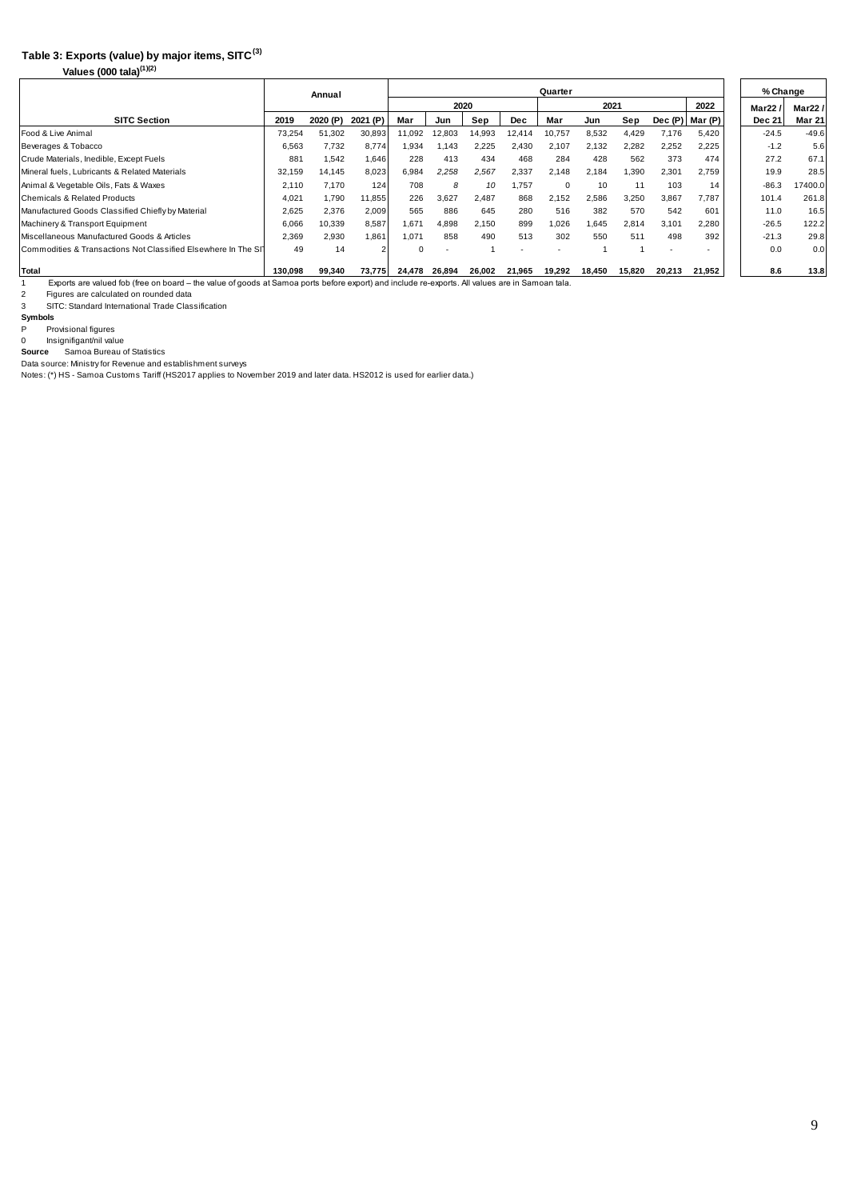### Table 3: Exports (value) by major items, SITC[3]

Values (000 tala)[(1)(2)]

| SITC Section | Annual | | | Quarter | | | | | | | | | % Change | |
|---|---|---|---|---|---|---|---|---|---|---|---|---|---|---|
| | | | | 2020 | | | | 2021 | | | | 2022 | Mar22 / | Mar22 / |
| | 2019 | 2020 (P) | 2021 (P) | Mar | Jun | Sep | Dec | Mar | Jun | Sep | Dec (P) | Mar (P) | Dec 21 | Mar 21 |
| Food & Live Animal | 73,254 | 51,302 | 30,893 | 11,092 | 12,803 | 14,993 | 12,414 | 10,757 | 8,532 | 4,429 | 7,176 | 5,420 | -24.5 | -49.6 |
| Beverages & Tobacco | 6,563 | 7,732 | 8,774 | 1,934 | 1,143 | 2,225 | 2,430 | 2,107 | 2,132 | 2,282 | 2,252 | 2,225 | -1.2 | 5.6 |
| Crude Materials, Inedible, Except Fuels | 881 | 1,542 | 1,646 | 228 | 413 | 434 | 468 | 284 | 428 | 562 | 373 | 474 | 27.2 | 67.1 |
| Mineral fuels, Lubricants & Related Materials | 32,159 | 14,145 | 8,023 | 6,984 | *2,258* | *2,567* | 2,337 | 2,148 | 2,184 | 1,390 | 2,301 | 2,759 | 19.9 | 28.5 |
| Animal & Vegetable Oils, Fats & Waxes | 2,110 | 7,170 | 124 | 708 | *8* | *10* | 1,757 | 0 | 10 | 11 | 103 | 14 | -86.3 | 17400.0 |
| Chemicals & Related Products | 4,021 | 1,790 | 11,855 | 226 | 3,627 | 2,487 | 868 | 2,152 | 2,586 | 3,250 | 3,867 | 7,787 | 101.4 | 261.8 |
| Manufactured Goods Classified Chiefly by Material | 2,625 | 2,376 | 2,009 | 565 | 886 | 645 | 280 | 516 | 382 | 570 | 542 | 601 | 11.0 | 16.5 |
| Machinery & Transport Equipment | 6,066 | 10,339 | 8,587 | 1,671 | 4,898 | 2,150 | 899 | 1,026 | 1,645 | 2,814 | 3,101 | 2,280 | -26.5 | 122.2 |
| Miscellaneous Manufactured Goods & Articles | 2,369 | 2,930 | 1,861 | 1,071 | 858 | 490 | 513 | 302 | 550 | 511 | 498 | 392 | -21.3 | 29.8 |
| Commodities & Transactions Not Classified Elsewhere In The SIT | 49 | 14 | 2 | 0 | - | 1 | - | - | 1 | 1 | - | - | 0.0 | 0.0 |
| **Total** | **130,098** | **99,340** | **73,775** | **24,478** | **26,894** | **26,002** | **21,965** | **19,292** | **18,450** | **15,820** | **20,213** | **21,952** | **8.6** | **13.8** |

1 Exports are valued fob (free on board – the value of goods at Samoa ports before export) and include re-exports. All values are in Samoan tala.

2 Figures are calculated on rounded data

3 SITC: Standard International Trade Classification

**Symbols**

P Provisional figures

0 Insignifigant/nil value

**Source** Samoa Bureau of Statistics

Data source: Ministry for Revenue and establishment surveys

Notes: (*) HS - Samoa Customs Tariff (HS2017 applies to November 2019 and later data. HS2012 is used for earlier data.)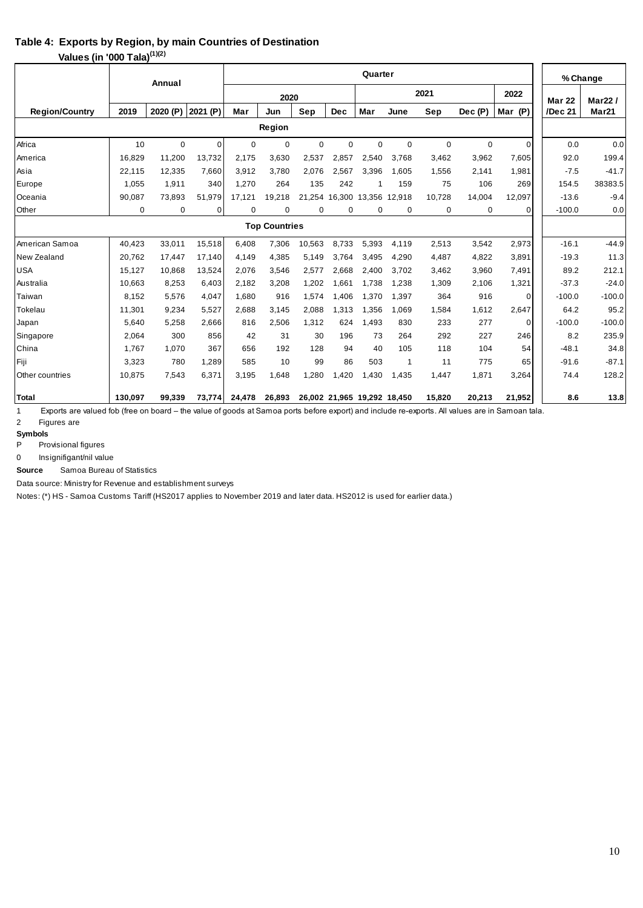## Table 4: Exports by Region, by main Countries of Destination

**Values (in '000 Tala)[(1)(2)]**

| Region/Country | Annual | | | Quarter | | | | | | | | | % Change | |
|---|---|---|---|---|---|---|---|---|---|---|---|---|---|---|
| | | | | 2020 | | | | 2021 | | | | 2022 | Mar 22 /Dec 21 | Mar22 / Mar21 |
| | 2019 | 2020 (P) | 2021 (P) | Mar | Jun | Sep | Dec | Mar | June | Sep | Dec (P) | Mar (P) | | |
| **Region** | | | | | | | | | | | | | | |
| Africa | 10 | 0 | 0 | 0 | 0 | 0 | 0 | 0 | 0 | 0 | 0 | 0 | 0.0 | 0.0 |
| America | 16,829 | 11,200 | 13,732 | 2,175 | 3,630 | 2,537 | 2,857 | 2,540 | 3,768 | 3,462 | 3,962 | 7,605 | 92.0 | 199.4 |
| Asia | 22,115 | 12,335 | 7,660 | 3,912 | 3,780 | 2,076 | 2,567 | 3,396 | 1,605 | 1,556 | 2,141 | 1,981 | -7.5 | -41.7 |
| Europe | 1,055 | 1,911 | 340 | 1,270 | 264 | 135 | 242 | 1 | 159 | 75 | 106 | 269 | 154.5 | 38383.5 |
| Oceania | 90,087 | 73,893 | 51,979 | 17,121 | 19,218 | 21,254 | 16,300 | 13,356 | 12,918 | 10,728 | 14,004 | 12,097 | -13.6 | -9.4 |
| Other | 0 | 0 | 0 | 0 | 0 | 0 | 0 | 0 | 0 | 0 | 0 | 0 | -100.0 | 0.0 |
| **Top Countries** | | | | | | | | | | | | | | |
| American Samoa | 40,423 | 33,011 | 15,518 | 6,408 | 7,306 | 10,563 | 8,733 | 5,393 | 4,119 | 2,513 | 3,542 | 2,973 | -16.1 | -44.9 |
| New Zealand | 20,762 | 17,447 | 17,140 | 4,149 | 4,385 | 5,149 | 3,764 | 3,495 | 4,290 | 4,487 | 4,822 | 3,891 | -19.3 | 11.3 |
| USA | 15,127 | 10,868 | 13,524 | 2,076 | 3,546 | 2,577 | 2,668 | 2,400 | 3,702 | 3,462 | 3,960 | 7,491 | 89.2 | 212.1 |
| Australia | 10,663 | 8,253 | 6,403 | 2,182 | 3,208 | 1,202 | 1,661 | 1,738 | 1,238 | 1,309 | 2,106 | 1,321 | -37.3 | -24.0 |
| Taiwan | 8,152 | 5,576 | 4,047 | 1,680 | 916 | 1,574 | 1,406 | 1,370 | 1,397 | 364 | 916 | 0 | -100.0 | -100.0 |
| Tokelau | 11,301 | 9,234 | 5,527 | 2,688 | 3,145 | 2,088 | 1,313 | 1,356 | 1,069 | 1,584 | 1,612 | 2,647 | 64.2 | 95.2 |
| Japan | 5,640 | 5,258 | 2,666 | 816 | 2,506 | 1,312 | 624 | 1,493 | 830 | 233 | 277 | 0 | -100.0 | -100.0 |
| Singapore | 2,064 | 300 | 856 | 42 | 31 | 30 | 196 | 73 | 264 | 292 | 227 | 246 | 8.2 | 235.9 |
| China | 1,767 | 1,070 | 367 | 656 | 192 | 128 | 94 | 40 | 105 | 118 | 104 | 54 | -48.1 | 34.8 |
| Fiji | 3,323 | 780 | 1,289 | 585 | 10 | 99 | 86 | 503 | 1 | 11 | 775 | 65 | -91.6 | -87.1 |
| Other countries | 10,875 | 7,543 | 6,371 | 3,195 | 1,648 | 1,280 | 1,420 | 1,430 | 1,435 | 1,447 | 1,871 | 3,264 | 74.4 | 128.2 |
| **Total** | **130,097** | **99,339** | **73,774** | **24,478** | **26,893** | **26,002** | **21,965** | **19,292** | **18,450** | **15,820** | **20,213** | **21,952** | **8.6** | **13.8** |

1 Exports are valued fob (free on board – the value of goods at Samoa ports before export) and include re-exports. All values are in Samoan tala.

2 Figures are

**Symbols**

P Provisional figures

0 Insignifigant/nil value

**Source** Samoa Bureau of Statistics

Data source: Ministry for Revenue and establishment surveys

Notes: (*) HS - Samoa Customs Tariff (HS2017 applies to November 2019 and later data. HS2012 is used for earlier data.)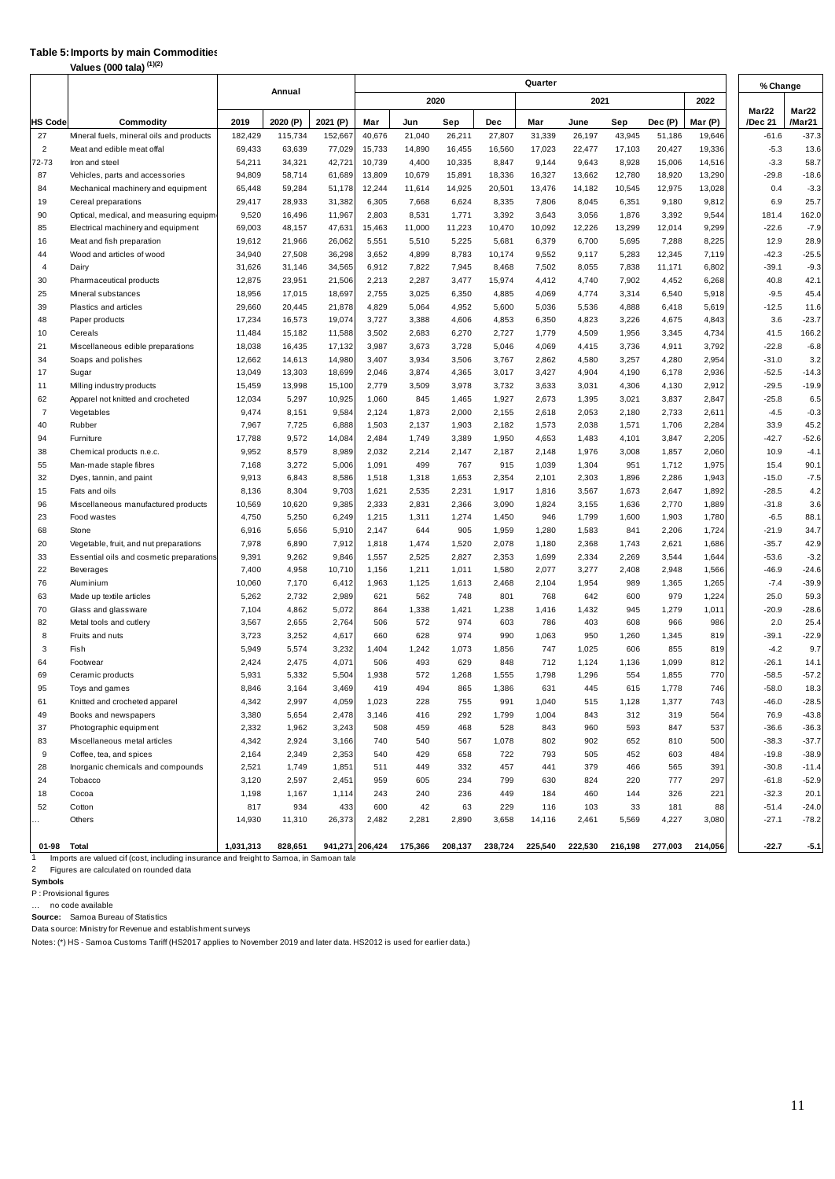**Table 5: Imports by main Commodities**

**Values (000 tala)** (1)(2)

| HS Code | Commodity | Annual | | | Quarter | | | | | | | | | % Change | |
|---|---|---|---|---|---|---|---|---|---|---|---|---|---|---|---|
| | | | | | 2020 | | | | 2021 | | | | 2022 | | |
| | | 2019 | 2020 (P) | 2021 (P) | Mar | Jun | Sep | Dec | Mar | June | Sep | Dec (P) | Mar (P) | Mar22 /Dec 21 | Mar22 /Mar21 |
| 27 | Mineral fuels, mineral oils and products | 182,429 | 115,734 | 152,667 | 40,676 | 21,040 | 26,211 | 27,807 | 31,339 | 26,197 | 43,945 | 51,186 | 19,646 | -61.6 | -37.3 |
| 2 | Meat and edible meat offal | 69,433 | 63,639 | 77,029 | 15,733 | 14,890 | 16,455 | 16,560 | 17,023 | 22,477 | 17,103 | 20,427 | 19,336 | -5.3 | 13.6 |
| 72-73 | Iron and steel | 54,211 | 34,321 | 42,721 | 10,739 | 4,400 | 10,335 | 8,847 | 9,144 | 9,643 | 8,928 | 15,006 | 14,516 | -3.3 | 58.7 |
| 87 | Vehicles, parts and accessories | 94,809 | 58,714 | 61,689 | 13,809 | 10,679 | 15,891 | 18,336 | 16,327 | 13,662 | 12,780 | 18,920 | 13,290 | -29.8 | -18.6 |
| 84 | Mechanical machinery and equipment | 65,448 | 59,284 | 51,178 | 12,244 | 11,614 | 14,925 | 20,501 | 13,476 | 14,182 | 10,545 | 12,975 | 13,028 | 0.4 | -3.3 |
| 19 | Cereal preparations | 29,417 | 28,933 | 31,382 | 6,305 | 7,668 | 6,624 | 8,335 | 7,806 | 8,045 | 6,351 | 9,180 | 9,812 | 6.9 | 25.7 |
| 90 | Optical, medical, and measuring equipm | 9,520 | 16,496 | 11,967 | 2,803 | 8,531 | 1,771 | 3,392 | 3,643 | 3,056 | 1,876 | 3,392 | 9,544 | 181.4 | 162.0 |
| 85 | Electrical machinery and equipment | 69,003 | 48,157 | 47,631 | 15,463 | 11,000 | 11,223 | 10,470 | 10,092 | 12,226 | 13,299 | 12,014 | 9,299 | -22.6 | -7.9 |
| 16 | Meat and fish preparation | 19,612 | 21,966 | 26,062 | 5,551 | 5,510 | 5,225 | 5,681 | 6,379 | 6,700 | 5,695 | 7,288 | 8,225 | 12.9 | 28.9 |
| 44 | Wood and articles of wood | 34,940 | 27,508 | 36,298 | 3,652 | 4,899 | 8,783 | 10,174 | 9,552 | 9,117 | 5,283 | 12,345 | 7,119 | -42.3 | -25.5 |
| 4 | Dairy | 31,626 | 31,146 | 34,565 | 6,912 | 7,822 | 7,945 | 8,468 | 7,502 | 8,055 | 7,838 | 11,171 | 6,802 | -39.1 | -9.3 |
| 30 | Pharmaceutical products | 12,875 | 23,951 | 21,506 | 2,213 | 2,287 | 3,477 | 15,974 | 4,412 | 4,740 | 7,902 | 4,452 | 6,268 | 40.8 | 42.1 |
| 25 | Mineral substances | 18,956 | 17,015 | 18,697 | 2,755 | 3,025 | 6,350 | 4,885 | 4,069 | 4,774 | 3,314 | 6,540 | 5,918 | -9.5 | 45.4 |
| 39 | Plastics and articles | 29,660 | 20,445 | 21,878 | 4,829 | 5,064 | 4,952 | 5,600 | 5,036 | 5,536 | 4,888 | 6,418 | 5,619 | -12.5 | 11.6 |
| 48 | Paper products | 17,234 | 16,573 | 19,074 | 3,727 | 3,388 | 4,606 | 4,853 | 6,350 | 4,823 | 3,226 | 4,675 | 4,843 | 3.6 | -23.7 |
| 10 | Cereals | 11,484 | 15,182 | 11,588 | 3,502 | 2,683 | 6,270 | 2,727 | 1,779 | 4,509 | 1,956 | 3,345 | 4,734 | 41.5 | 166.2 |
| 21 | Miscellaneous edible preparations | 18,038 | 16,435 | 17,132 | 3,987 | 3,673 | 3,728 | 5,046 | 4,069 | 4,415 | 3,736 | 4,911 | 3,792 | -22.8 | -6.8 |
| 34 | Soaps and polishes | 12,662 | 14,613 | 14,980 | 3,407 | 3,934 | 3,506 | 3,767 | 2,862 | 4,580 | 3,257 | 4,280 | 2,954 | -31.0 | 3.2 |
| 17 | Sugar | 13,049 | 13,303 | 18,699 | 2,046 | 3,874 | 4,365 | 3,017 | 3,427 | 4,904 | 4,190 | 6,178 | 2,936 | -52.5 | -14.3 |
| 11 | Milling industry products | 15,459 | 13,998 | 15,100 | 2,779 | 3,509 | 3,978 | 3,732 | 3,633 | 3,031 | 4,306 | 4,130 | 2,912 | -29.5 | -19.9 |
| 62 | Apparel not knitted and crocheted | 12,034 | 5,297 | 10,925 | 1,060 | 845 | 1,465 | 1,927 | 2,673 | 1,395 | 3,021 | 3,837 | 2,847 | -25.8 | 6.5 |
| 7 | Vegetables | 9,474 | 8,151 | 9,584 | 2,124 | 1,873 | 2,000 | 2,155 | 2,618 | 2,053 | 2,180 | 2,733 | 2,611 | -4.5 | -0.3 |
| 40 | Rubber | 7,967 | 7,725 | 6,888 | 1,503 | 2,137 | 1,903 | 2,182 | 1,573 | 2,038 | 1,571 | 1,706 | 2,284 | 33.9 | 45.2 |
| 94 | Furniture | 17,788 | 9,572 | 14,084 | 2,484 | 1,749 | 3,389 | 1,950 | 4,653 | 1,483 | 4,101 | 3,847 | 2,205 | -42.7 | -52.6 |
| 38 | Chemical products n.e.c. | 9,952 | 8,579 | 8,989 | 2,032 | 2,214 | 2,147 | 2,187 | 2,148 | 1,976 | 3,008 | 1,857 | 2,060 | 10.9 | -4.1 |
| 55 | Man-made staple fibres | 7,168 | 3,272 | 5,006 | 1,091 | 499 | 767 | 915 | 1,039 | 1,304 | 951 | 1,712 | 1,975 | 15.4 | 90.1 |
| 32 | Dyes, tannin, and paint | 9,913 | 6,843 | 8,586 | 1,518 | 1,318 | 1,653 | 2,354 | 2,101 | 2,303 | 1,896 | 2,286 | 1,943 | -15.0 | -7.5 |
| 15 | Fats and oils | 8,136 | 8,304 | 9,703 | 1,621 | 2,535 | 2,231 | 1,917 | 1,816 | 3,567 | 1,673 | 2,647 | 1,892 | -28.5 | 4.2 |
| 96 | Miscellaneous manufactured products | 10,569 | 10,620 | 9,385 | 2,333 | 2,831 | 2,366 | 3,090 | 1,824 | 3,155 | 1,636 | 2,770 | 1,889 | -31.8 | 3.6 |
| 23 | Food wastes | 4,750 | 5,250 | 6,249 | 1,215 | 1,311 | 1,274 | 1,450 | 946 | 1,799 | 1,600 | 1,903 | 1,780 | -6.5 | 88.1 |
| 68 | Stone | 6,916 | 5,656 | 5,910 | 2,147 | 644 | 905 | 1,959 | 1,280 | 1,583 | 841 | 2,206 | 1,724 | -21.9 | 34.7 |
| 20 | Vegetable, fruit, and nut preparations | 7,978 | 6,890 | 7,912 | 1,818 | 1,474 | 1,520 | 2,078 | 1,180 | 2,368 | 1,743 | 2,621 | 1,686 | -35.7 | 42.9 |
| 33 | Essential oils and cosmetic preparations | 9,391 | 9,262 | 9,846 | 1,557 | 2,525 | 2,827 | 2,353 | 1,699 | 2,334 | 2,269 | 3,544 | 1,644 | -53.6 | -3.2 |
| 22 | Beverages | 7,400 | 4,958 | 10,710 | 1,156 | 1,211 | 1,011 | 1,580 | 2,077 | 3,277 | 2,408 | 2,948 | 1,566 | -46.9 | -24.6 |
| 76 | Aluminium | 10,060 | 7,170 | 6,412 | 1,963 | 1,125 | 1,613 | 2,468 | 2,104 | 1,954 | 989 | 1,365 | 1,265 | -7.4 | -39.9 |
| 63 | Made up textile articles | 5,262 | 2,732 | 2,989 | 621 | 562 | 748 | 801 | 768 | 642 | 600 | 979 | 1,224 | 25.0 | 59.3 |
| 70 | Glass and glassware | 7,104 | 4,862 | 5,072 | 864 | 1,338 | 1,421 | 1,238 | 1,416 | 1,432 | 945 | 1,279 | 1,011 | -20.9 | -28.6 |
| 82 | Metal tools and cutlery | 3,567 | 2,655 | 2,764 | 506 | 572 | 974 | 603 | 786 | 403 | 608 | 966 | 986 | 2.0 | 25.4 |
| 8 | Fruits and nuts | 3,723 | 3,252 | 4,617 | 660 | 628 | 974 | 990 | 1,063 | 950 | 1,260 | 1,345 | 819 | -39.1 | -22.9 |
| 3 | Fish | 5,949 | 5,574 | 3,232 | 1,404 | 1,242 | 1,073 | 1,856 | 747 | 1,025 | 606 | 855 | 819 | -4.2 | 9.7 |
| 64 | Footwear | 2,424 | 2,475 | 4,071 | 506 | 493 | 629 | 848 | 712 | 1,124 | 1,136 | 1,099 | 812 | -26.1 | 14.1 |
| 69 | Ceramic products | 5,931 | 5,332 | 5,504 | 1,938 | 572 | 1,268 | 1,555 | 1,798 | 1,296 | 554 | 1,855 | 770 | -58.5 | -57.2 |
| 95 | Toys and games | 8,846 | 3,164 | 3,469 | 419 | 494 | 865 | 1,386 | 631 | 445 | 615 | 1,778 | 746 | -58.0 | 18.3 |
| 61 | Knitted and crocheted apparel | 4,342 | 2,997 | 4,059 | 1,023 | 228 | 755 | 991 | 1,040 | 515 | 1,128 | 1,377 | 743 | -46.0 | -28.5 |
| 49 | Books and newspapers | 3,380 | 5,654 | 2,478 | 3,146 | 416 | 292 | 1,799 | 1,004 | 843 | 312 | 319 | 564 | 76.9 | -43.8 |
| 37 | Photographic equipment | 2,332 | 1,962 | 3,243 | 508 | 459 | 468 | 528 | 843 | 960 | 593 | 847 | 537 | -36.6 | -36.3 |
| 83 | Miscellaneous metal articles | 4,342 | 2,924 | 3,166 | 740 | 540 | 567 | 1,078 | 802 | 902 | 652 | 810 | 500 | -38.3 | -37.7 |
| 9 | Coffee, tea, and spices | 2,164 | 2,349 | 2,353 | 540 | 429 | 658 | 722 | 793 | 505 | 452 | 603 | 484 | -19.8 | -38.9 |
| 28 | Inorganic chemicals and compounds | 2,521 | 1,749 | 1,851 | 511 | 449 | 332 | 457 | 441 | 379 | 466 | 565 | 391 | -30.8 | -11.4 |
| 24 | Tobacco | 3,120 | 2,597 | 2,451 | 959 | 605 | 234 | 799 | 630 | 824 | 220 | 777 | 297 | -61.8 | -52.9 |
| 18 | Cocoa | 1,198 | 1,167 | 1,114 | 243 | 240 | 236 | 449 | 184 | 460 | 144 | 326 | 221 | -32.3 | 20.1 |
| 52 | Cotton | 817 | 934 | 433 | 600 | 42 | 63 | 229 | 116 | 103 | 33 | 181 | 88 | -51.4 | -24.0 |
| … | Others | 14,930 | 11,310 | 26,373 | 2,482 | 2,281 | 2,890 | 3,658 | 14,116 | 2,461 | 5,569 | 4,227 | 3,080 | -27.1 | -78.2 |
| **01-98** | **Total** | **1,031,313** | **828,651** | **941,271** | **206,424** | **175,366** | **208,137** | **238,724** | **225,540** | **222,530** | **216,198** | **277,003** | **214,056** | **-22.7** | **-5.1** |

1 Imports are valued cif (cost, including insurance and freight to Samoa, in Samoan tala

2 Figures are calculated on rounded data

**Symbols**

P : Provisional figures

… no code available

**Source:** Samoa Bureau of Statistics

Data source: Ministry for Revenue and establishment surveys

Notes: (*) HS - Samoa Customs Tariff (HS2017 applies to November 2019 and later data. HS2012 is used for earlier data.)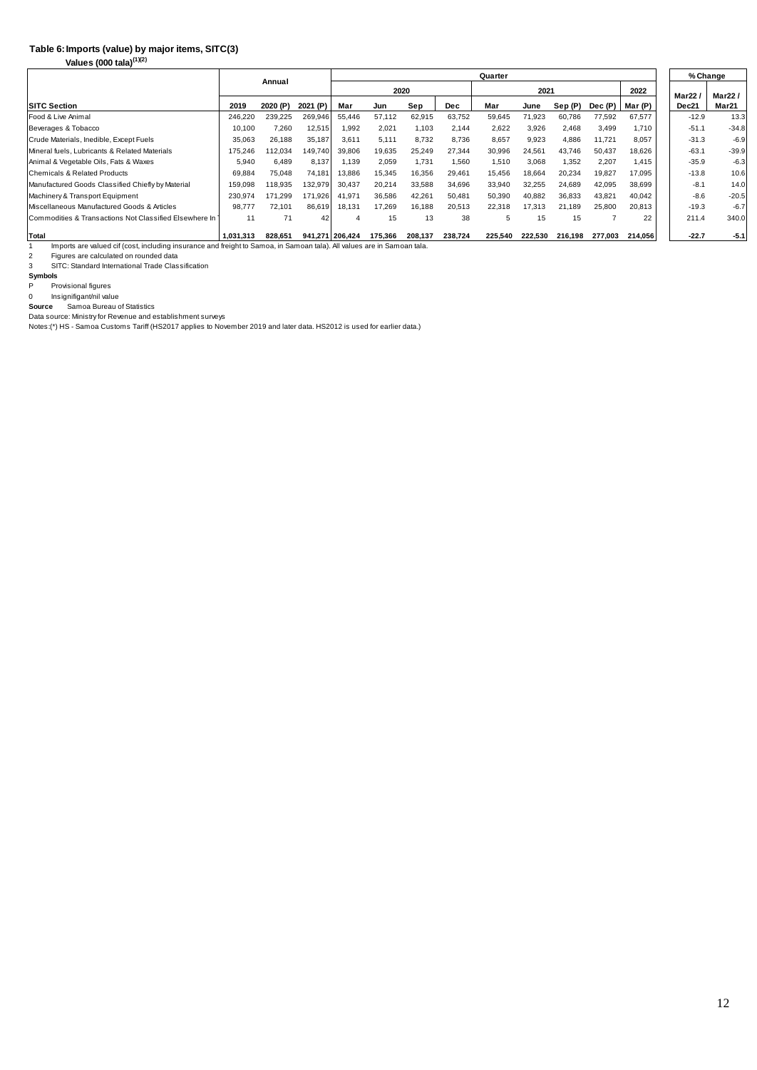**Table 6: Imports (value) by major items, SITC(3)**

**Values (000 tala)(1)(2)**

| | Annual | | | Quarter | | | | | | | | | % Change | |
|---|---|---|---|---|---|---|---|---|---|---|---|---|---|---|
| | | | | 2020 | | | | 2021 | | | | 2022 | | |
| **SITC Section** | **2019** | **2020 (P)** | **2021 (P)** | **Mar** | **Jun** | **Sep** | **Dec** | **Mar** | **June** | **Sep (P)** | **Dec (P)** | **Mar (P)** | **Mar22 / Dec21** | **Mar22 / Mar21** |
| Food & Live Animal | 246,220 | 239,225 | 269,946 | 55,446 | 57,112 | 62,915 | 63,752 | 59,645 | 71,923 | 60,786 | 77,592 | 67,577 | -12.9 | 13.3 |
| Beverages & Tobacco | 10,100 | 7,260 | 12,515 | 1,992 | 2,021 | 1,103 | 2,144 | 2,622 | 3,926 | 2,468 | 3,499 | 1,710 | -51.1 | -34.8 |
| Crude Materials, Inedible, Except Fuels | 35,063 | 26,188 | 35,187 | 3,611 | 5,111 | 8,732 | 8,736 | 8,657 | 9,923 | 4,886 | 11,721 | 8,057 | -31.3 | -6.9 |
| Mineral fuels, Lubricants & Related Materials | 175,246 | 112,034 | 149,740 | 39,806 | 19,635 | 25,249 | 27,344 | 30,996 | 24,561 | 43,746 | 50,437 | 18,626 | -63.1 | -39.9 |
| Animal & Vegetable Oils, Fats & Waxes | 5,940 | 6,489 | 8,137 | 1,139 | 2,059 | 1,731 | 1,560 | 1,510 | 3,068 | 1,352 | 2,207 | 1,415 | -35.9 | -6.3 |
| Chemicals & Related Products | 69,884 | 75,048 | 74,181 | 13,886 | 15,345 | 16,356 | 29,461 | 15,456 | 18,664 | 20,234 | 19,827 | 17,095 | -13.8 | 10.6 |
| Manufactured Goods Classified Chiefly by Material | 159,098 | 118,935 | 132,979 | 30,437 | 20,214 | 33,588 | 34,696 | 33,940 | 32,255 | 24,689 | 42,095 | 38,699 | -8.1 | 14.0 |
| Machinery & Transport Equipment | 230,974 | 171,299 | 171,926 | 41,971 | 36,586 | 42,261 | 50,481 | 50,390 | 40,882 | 36,833 | 43,821 | 40,042 | -8.6 | -20.5 |
| Miscellaneous Manufactured Goods & Articles | 98,777 | 72,101 | 86,619 | 18,131 | 17,269 | 16,188 | 20,513 | 22,318 | 17,313 | 21,189 | 25,800 | 20,813 | -19.3 | -6.7 |
| Commodities & Transactions Not Classified Elsewhere In | 11 | 71 | 42 | 4 | 15 | 13 | 38 | 5 | 15 | 15 | 7 | 22 | 211.4 | 340.0 |
| **Total** | **1,031,313** | **828,651** | **941,271** | **206,424** | **175,366** | **208,137** | **238,724** | **225,540** | **222,530** | **216,198** | **277,003** | **214,056** | **-22.7** | **-5.1** |

1 Imports are valued cif (cost, including insurance and freight to Samoa, in Samoan tala). All values are in Samoan tala.

2 Figures are calculated on rounded data

3 SITC: Standard International Trade Classification

**Symbols**

P Provisional figures

0 Insignifigant/nil value

**Source** Samoa Bureau of Statistics

Data source: Ministry for Revenue and establishment surveys

Notes:(*) HS - Samoa Customs Tariff (HS2017 applies to November 2019 and later data. HS2012 is used for earlier data.)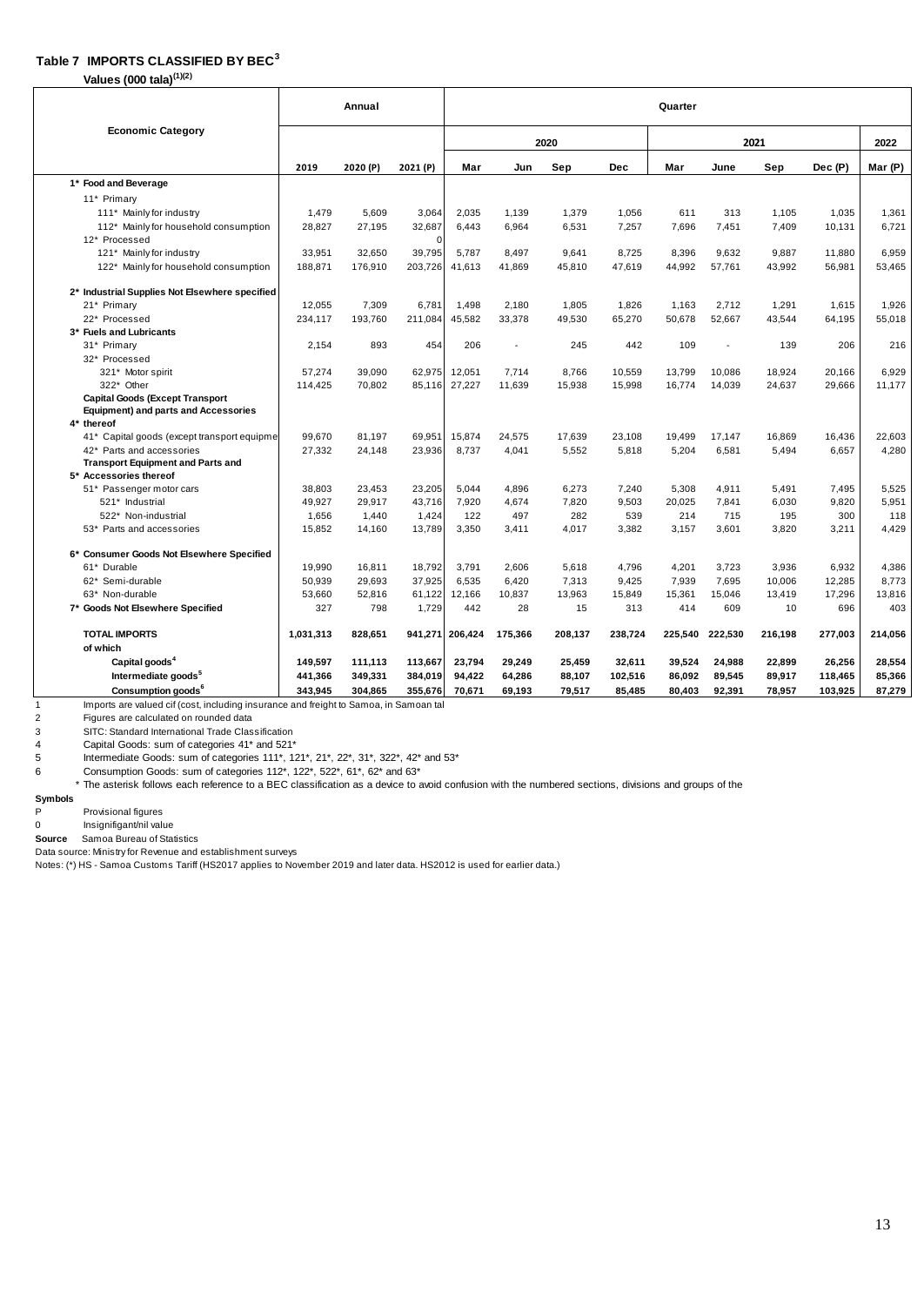## Table 7 IMPORTS CLASSIFIED BY BEC[3]

**Values (000 tala)[(1)(2)]**

| Economic Category | Annual | | | Quarter | | | | | | | | |
|---|---|---|---|---|---|---|---|---|---|---|---|---|
| | | | | 2020 | | | | 2021 | | | | 2022 |
| | 2019 | 2020 (P) | 2021 (P) | Mar | Jun | Sep | Dec | Mar | June | Sep | Dec (P) | Mar (P) |
| **1* Food and Beverage** | | | | | | | | | | | | |
| 11* Primary | | | | | | | | | | | | |
| 111* Mainly for industry | 1,479 | 5,609 | 3,064 | 2,035 | 1,139 | 1,379 | 1,056 | 611 | 313 | 1,105 | 1,035 | 1,361 |
| 112* Mainly for household consumption | 28,827 | 27,195 | 32,687 | 6,443 | 6,964 | 6,531 | 7,257 | 7,696 | 7,451 | 7,409 | 10,131 | 6,721 |
| 12* Processed | | | 0 | | | | | | | | | |
| 121* Mainly for industry | 33,951 | 32,650 | 39,795 | 5,787 | 8,497 | 9,641 | 8,725 | 8,396 | 9,632 | 9,887 | 11,880 | 6,959 |
| 122* Mainly for household consumption | 188,871 | 176,910 | 203,726 | 41,613 | 41,869 | 45,810 | 47,619 | 44,992 | 57,761 | 43,992 | 56,981 | 53,465 |
| **2* Industrial Supplies Not Elsewhere specified** | | | | | | | | | | | | |
| 21* Primary | 12,055 | 7,309 | 6,781 | 1,498 | 2,180 | 1,805 | 1,826 | 1,163 | 2,712 | 1,291 | 1,615 | 1,926 |
| 22* Processed | 234,117 | 193,760 | 211,084 | 45,582 | 33,378 | 49,530 | 65,270 | 50,678 | 52,667 | 43,544 | 64,195 | 55,018 |
| **3* Fuels and Lubricants** | | | | | | | | | | | | |
| 31* Primary | 2,154 | 893 | 454 | 206 | - | 245 | 442 | 109 | - | 139 | 206 | 216 |
| 32* Processed | | | | | | | | | | | | |
| 321* Motor spirit | 57,274 | 39,090 | 62,975 | 12,051 | 7,714 | 8,766 | 10,559 | 13,799 | 10,086 | 18,924 | 20,166 | 6,929 |
| 322* Other | 114,425 | 70,802 | 85,116 | 27,227 | 11,639 | 15,938 | 15,998 | 16,774 | 14,039 | 24,637 | 29,666 | 11,177 |
| **4* Capital Goods (Except Transport Equipment) and parts and Accessories thereof** | | | | | | | | | | | | |
| 41* Capital goods (except transport equipme | 99,670 | 81,197 | 69,951 | 15,874 | 24,575 | 17,639 | 23,108 | 19,499 | 17,147 | 16,869 | 16,436 | 22,603 |
| 42* Parts and accessories | 27,332 | 24,148 | 23,936 | 8,737 | 4,041 | 5,552 | 5,818 | 5,204 | 6,581 | 5,494 | 6,657 | 4,280 |
| **5* Transport Equipment and Parts and Accessories thereof** | | | | | | | | | | | | |
| 51* Passenger motor cars | 38,803 | 23,453 | 23,205 | 5,044 | 4,896 | 6,273 | 7,240 | 5,308 | 4,911 | 5,491 | 7,495 | 5,525 |
| 521* Industrial | 49,927 | 29,917 | 43,716 | 7,920 | 4,674 | 7,820 | 9,503 | 20,025 | 7,841 | 6,030 | 9,820 | 5,951 |
| 522* Non-industrial | 1,656 | 1,440 | 1,424 | 122 | 497 | 282 | 539 | 214 | 715 | 195 | 300 | 118 |
| 53* Parts and accessories | 15,852 | 14,160 | 13,789 | 3,350 | 3,411 | 4,017 | 3,382 | 3,157 | 3,601 | 3,820 | 3,211 | 4,429 |
| **6* Consumer Goods Not Elsewhere Specified** | | | | | | | | | | | | |
| 61* Durable | 19,990 | 16,811 | 18,792 | 3,791 | 2,606 | 5,618 | 4,796 | 4,201 | 3,723 | 3,936 | 6,932 | 4,386 |
| 62* Semi-durable | 50,939 | 29,693 | 37,925 | 6,535 | 6,420 | 7,313 | 9,425 | 7,939 | 7,695 | 10,006 | 12,285 | 8,773 |
| 63* Non-durable | 53,660 | 52,816 | 61,122 | 12,166 | 10,837 | 13,963 | 15,849 | 15,361 | 15,046 | 13,419 | 17,296 | 13,816 |
| **7* Goods Not Elsewhere Specified** | 327 | 798 | 1,729 | 442 | 28 | 15 | 313 | 414 | 609 | 10 | 696 | 403 |
| **TOTAL IMPORTS** | **1,031,313** | **828,651** | **941,271** | **206,424** | **175,366** | **208,137** | **238,724** | **225,540** | **222,530** | **216,198** | **277,003** | **214,056** |
| **of which** | | | | | | | | | | | | |
| **Capital goods[4]** | **149,597** | **111,113** | **113,667** | **23,794** | **29,249** | **25,459** | **32,611** | **39,524** | **24,988** | **22,899** | **26,256** | **28,554** |
| **Intermediate goods[5]** | **441,366** | **349,331** | **384,019** | **94,422** | **64,286** | **88,107** | **102,516** | **86,092** | **89,545** | **89,917** | **118,465** | **85,366** |
| **Consumption goods[6]** | **343,945** | **304,865** | **355,676** | **70,671** | **69,193** | **79,517** | **85,485** | **80,403** | **92,391** | **78,957** | **103,925** | **87,279** |

1 Imports are valued cif (cost, including insurance and freight to Samoa, in Samoan tal

2 Figures are calculated on rounded data

3 SITC: Standard International Trade Classification

4 Capital Goods: sum of categories 41* and 521*

5 Intermediate Goods: sum of categories 111*, 121*, 21*, 22*, 31*, 322*, 42* and 53*

6 Consumption Goods: sum of categories 112*, 122*, 522*, 61*, 62* and 63*

\* The asterisk follows each reference to a BEC classification as a device to avoid confusion with the numbered sections, divisions and groups of the

**Symbols**

P Provisional figures

0 Insignificant/nil value

**Source** Samoa Bureau of Statistics

Data source: Ministry for Revenue and establishment surveys

Notes: (*) HS - Samoa Customs Tariff (HS2017 applies to November 2019 and later data. HS2012 is used for earlier data.)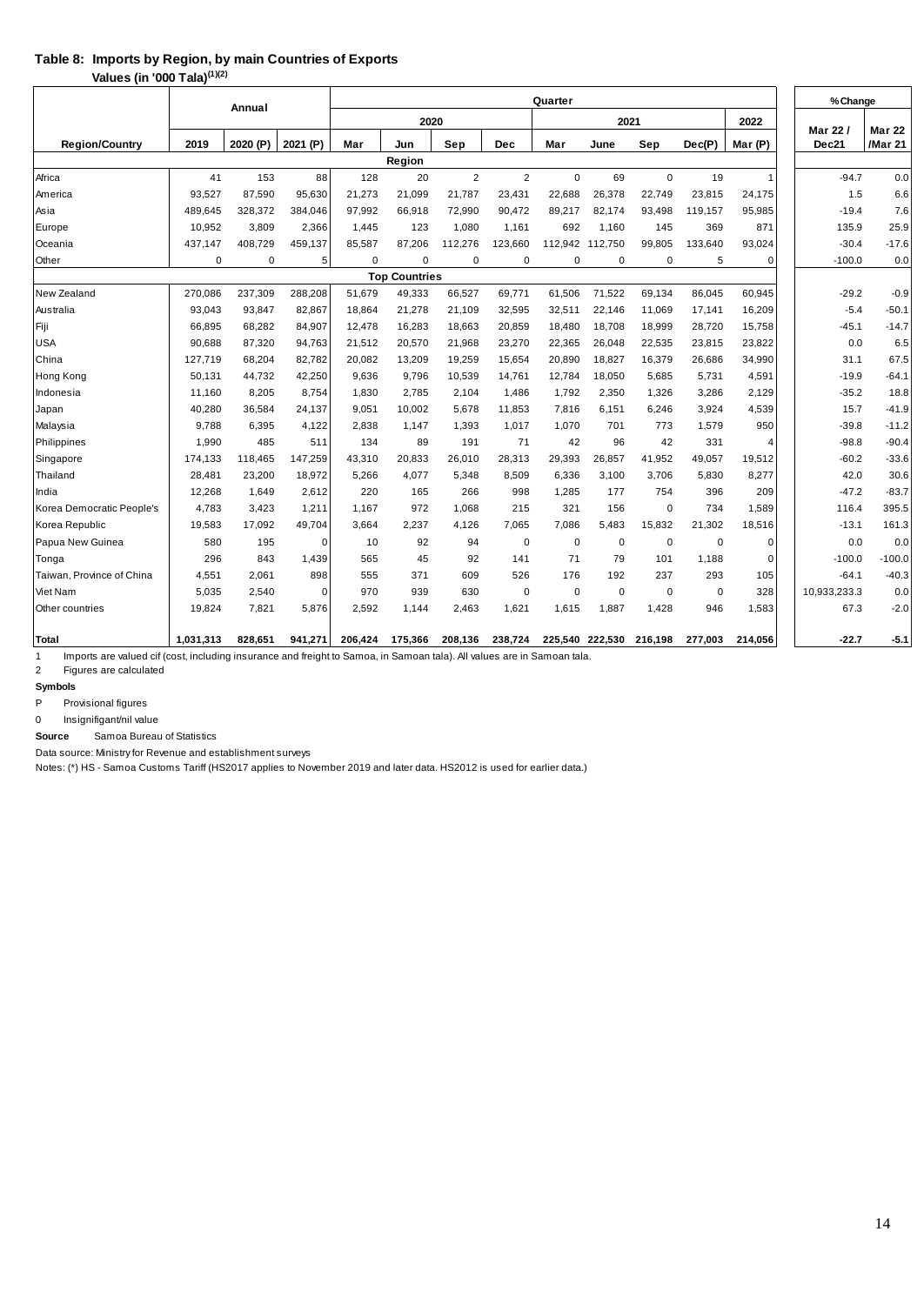### Table 8: Imports by Region, by main Countries of Exports

**Values (in '000 Tala)[(1)(2)]**

| | Annual | | | Quarter | | | | | | | | | % Change | |
|---|---|---|---|---|---|---|---|---|---|---|---|---|---|---|
| | | | | 2020 | | | | 2021 | | | | 2022 | | |
| Region/Country | 2019 | 2020 (P) | 2021 (P) | Mar | Jun | Sep | Dec | Mar | June | Sep | Dec(P) | Mar (P) | Mar 22 / Dec21 | Mar 22 /Mar 21 |
| **Region** | | | | | | | | | | | | | | |
| Africa | 41 | 153 | 88 | 128 | 20 | 2 | 2 | 0 | 69 | 0 | 19 | 1 | -94.7 | 0.0 |
| America | 93,527 | 87,590 | 95,630 | 21,273 | 21,099 | 21,787 | 23,431 | 22,688 | 26,378 | 22,749 | 23,815 | 24,175 | 1.5 | 6.6 |
| Asia | 489,645 | 328,372 | 384,046 | 97,992 | 66,918 | 72,990 | 90,472 | 89,217 | 82,174 | 93,498 | 119,157 | 95,985 | -19.4 | 7.6 |
| Europe | 10,952 | 3,809 | 2,366 | 1,445 | 123 | 1,080 | 1,161 | 692 | 1,160 | 145 | 369 | 871 | 135.9 | 25.9 |
| Oceania | 437,147 | 408,729 | 459,137 | 85,587 | 87,206 | 112,276 | 123,660 | 112,942 | 112,750 | 99,805 | 133,640 | 93,024 | -30.4 | -17.6 |
| Other | 0 | 0 | 5 | 0 | 0 | 0 | 0 | 0 | 0 | 0 | 5 | 0 | -100.0 | 0.0 |
| **Top Countries** | | | | | | | | | | | | | | |
| New Zealand | 270,086 | 237,309 | 288,208 | 51,679 | 49,333 | 66,527 | 69,771 | 61,506 | 71,522 | 69,134 | 86,045 | 60,945 | -29.2 | -0.9 |
| Australia | 93,043 | 93,847 | 82,867 | 18,864 | 21,278 | 21,109 | 32,595 | 32,511 | 22,146 | 11,069 | 17,141 | 16,209 | -5.4 | -50.1 |
| Fiji | 66,895 | 68,282 | 84,907 | 12,478 | 16,283 | 18,663 | 20,859 | 18,480 | 18,708 | 18,999 | 28,720 | 15,758 | -45.1 | -14.7 |
| USA | 90,688 | 87,320 | 94,763 | 21,512 | 20,570 | 21,968 | 23,270 | 22,365 | 26,048 | 22,535 | 23,815 | 23,822 | 0.0 | 6.5 |
| China | 127,719 | 68,204 | 82,782 | 20,082 | 13,209 | 19,259 | 15,654 | 20,890 | 18,827 | 16,379 | 26,686 | 34,990 | 31.1 | 67.5 |
| Hong Kong | 50,131 | 44,732 | 42,250 | 9,636 | 9,796 | 10,539 | 14,761 | 12,784 | 18,050 | 5,685 | 5,731 | 4,591 | -19.9 | -64.1 |
| Indonesia | 11,160 | 8,205 | 8,754 | 1,830 | 2,785 | 2,104 | 1,486 | 1,792 | 2,350 | 1,326 | 3,286 | 2,129 | -35.2 | 18.8 |
| Japan | 40,280 | 36,584 | 24,137 | 9,051 | 10,002 | 5,678 | 11,853 | 7,816 | 6,151 | 6,246 | 3,924 | 4,539 | 15.7 | -41.9 |
| Malaysia | 9,788 | 6,395 | 4,122 | 2,838 | 1,147 | 1,393 | 1,017 | 1,070 | 701 | 773 | 1,579 | 950 | -39.8 | -11.2 |
| Philippines | 1,990 | 485 | 511 | 134 | 89 | 191 | 71 | 42 | 96 | 42 | 331 | 4 | -98.8 | -90.4 |
| Singapore | 174,133 | 118,465 | 147,259 | 43,310 | 20,833 | 26,010 | 28,313 | 29,393 | 26,857 | 41,952 | 49,057 | 19,512 | -60.2 | -33.6 |
| Thailand | 28,481 | 23,200 | 18,972 | 5,266 | 4,077 | 5,348 | 8,509 | 6,336 | 3,100 | 3,706 | 5,830 | 8,277 | 42.0 | 30.6 |
| India | 12,268 | 1,649 | 2,612 | 220 | 165 | 266 | 998 | 1,285 | 177 | 754 | 396 | 209 | -47.2 | -83.7 |
| Korea Democratic People's | 4,783 | 3,423 | 1,211 | 1,167 | 972 | 1,068 | 215 | 321 | 156 | 0 | 734 | 1,589 | 116.4 | 395.5 |
| Korea Republic | 19,583 | 17,092 | 49,704 | 3,664 | 2,237 | 4,126 | 7,065 | 7,086 | 5,483 | 15,832 | 21,302 | 18,516 | -13.1 | 161.3 |
| Papua New Guinea | 580 | 195 | 0 | 10 | 92 | 94 | 0 | 0 | 0 | 0 | 0 | 0 | 0.0 | 0.0 |
| Tonga | 296 | 843 | 1,439 | 565 | 45 | 92 | 141 | 71 | 79 | 101 | 1,188 | 0 | -100.0 | -100.0 |
| Taiwan, Province of China | 4,551 | 2,061 | 898 | 555 | 371 | 609 | 526 | 176 | 192 | 237 | 293 | 105 | -64.1 | -40.3 |
| Viet Nam | 5,035 | 2,540 | 0 | 970 | 939 | 630 | 0 | 0 | 0 | 0 | 0 | 328 | 10,933,233.3 | 0.0 |
| Other countries | 19,824 | 7,821 | 5,876 | 2,592 | 1,144 | 2,463 | 1,621 | 1,615 | 1,887 | 1,428 | 946 | 1,583 | 67.3 | -2.0 |
| **Total** | **1,031,313** | **828,651** | **941,271** | **206,424** | **175,366** | **208,136** | **238,724** | **225,540** | **222,530** | **216,198** | **277,003** | **214,056** | **-22.7** | **-5.1** |

1 Imports are valued cif (cost, including insurance and freight to Samoa, in Samoan tala). All values are in Samoan tala.

2 Figures are calculated

**Symbols**

P Provisional figures

0 Insignifigant/nil value

**Source** Samoa Bureau of Statistics

Data source: Ministry for Revenue and establishment surveys

Notes: (*) HS - Samoa Customs Tariff (HS2017 applies to November 2019 and later data. HS2012 is used for earlier data.)